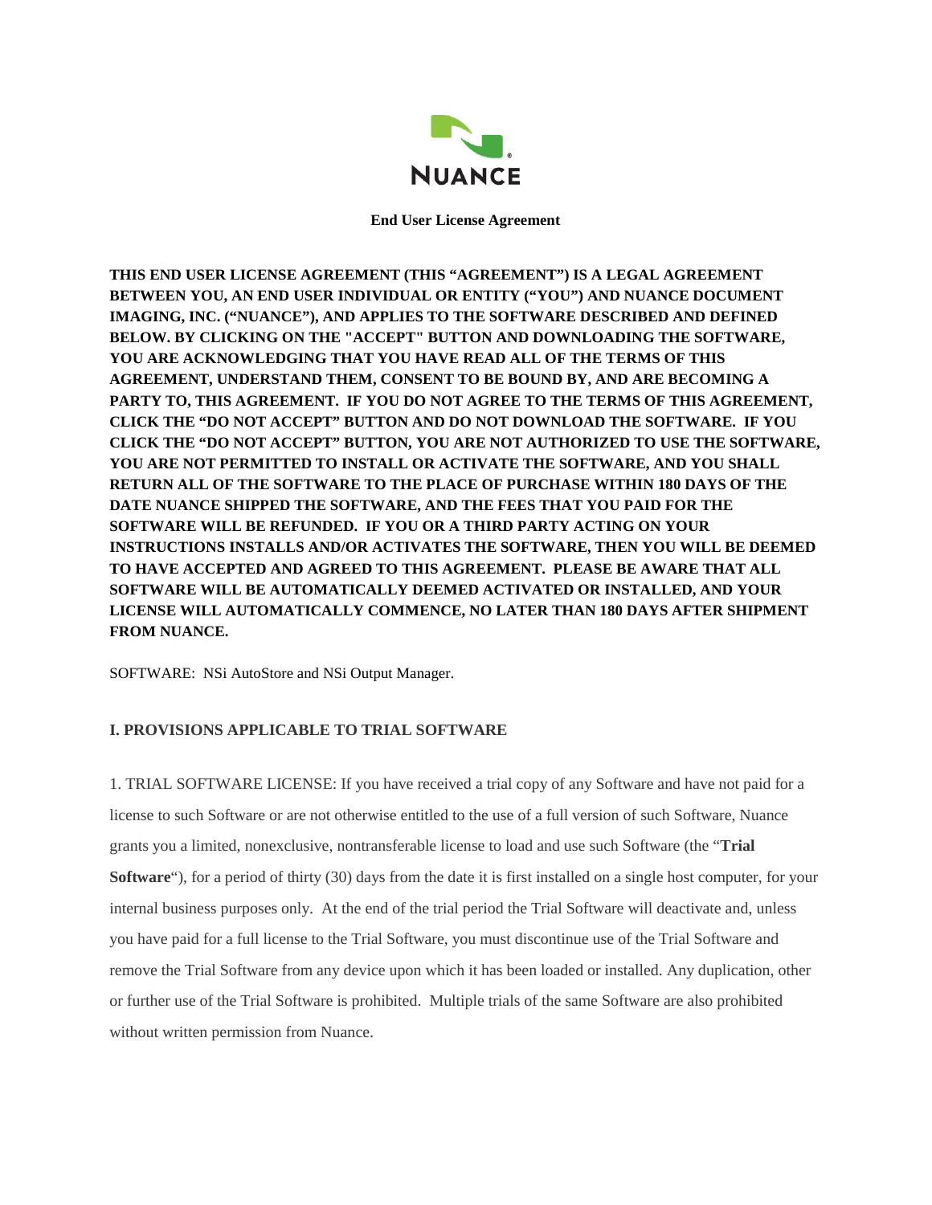NUANCE

# End User License Agreement

**THIS END USER LICENSE AGREEMENT (THIS "AGREEMENT") IS A LEGAL AGREEMENT BETWEEN YOU, AN END USER INDIVIDUAL OR ENTITY ("YOU") AND NUANCE DOCUMENT IMAGING, INC. ("NUANCE"), AND APPLIES TO THE SOFTWARE DESCRIBED AND DEFINED BELOW. BY CLICKING ON THE "ACCEPT" BUTTON AND DOWNLOADING THE SOFTWARE, YOU ARE ACKNOWLEDGING THAT YOU HAVE READ ALL OF THE TERMS OF THIS AGREEMENT, UNDERSTAND THEM, CONSENT TO BE BOUND BY, AND ARE BECOMING A PARTY TO, THIS AGREEMENT. IF YOU DO NOT AGREE TO THE TERMS OF THIS AGREEMENT, CLICK THE "DO NOT ACCEPT" BUTTON AND DO NOT DOWNLOAD THE SOFTWARE. IF YOU CLICK THE "DO NOT ACCEPT" BUTTON, YOU ARE NOT AUTHORIZED TO USE THE SOFTWARE, YOU ARE NOT PERMITTED TO INSTALL OR ACTIVATE THE SOFTWARE, AND YOU SHALL RETURN ALL OF THE SOFTWARE TO THE PLACE OF PURCHASE WITHIN 180 DAYS OF THE DATE NUANCE SHIPPED THE SOFTWARE, AND THE FEES THAT YOU PAID FOR THE SOFTWARE WILL BE REFUNDED. IF YOU OR A THIRD PARTY ACTING ON YOUR INSTRUCTIONS INSTALLS AND/OR ACTIVATES THE SOFTWARE, THEN YOU WILL BE DEEMED TO HAVE ACCEPTED AND AGREED TO THIS AGREEMENT. PLEASE BE AWARE THAT ALL SOFTWARE WILL BE AUTOMATICALLY DEEMED ACTIVATED OR INSTALLED, AND YOUR LICENSE WILL AUTOMATICALLY COMMENCE, NO LATER THAN 180 DAYS AFTER SHIPMENT FROM NUANCE.**

SOFTWARE: NSi AutoStore and NSi Output Manager.

## I. PROVISIONS APPLICABLE TO TRIAL SOFTWARE

1. TRIAL SOFTWARE LICENSE: If you have received a trial copy of any Software and have not paid for a license to such Software or are not otherwise entitled to the use of a full version of such Software, Nuance grants you a limited, nonexclusive, nontransferable license to load and use such Software (the "**Trial Software**"), for a period of thirty (30) days from the date it is first installed on a single host computer, for your internal business purposes only. At the end of the trial period the Trial Software will deactivate and, unless you have paid for a full license to the Trial Software, you must discontinue use of the Trial Software and remove the Trial Software from any device upon which it has been loaded or installed. Any duplication, other or further use of the Trial Software is prohibited. Multiple trials of the same Software are also prohibited without written permission from Nuance.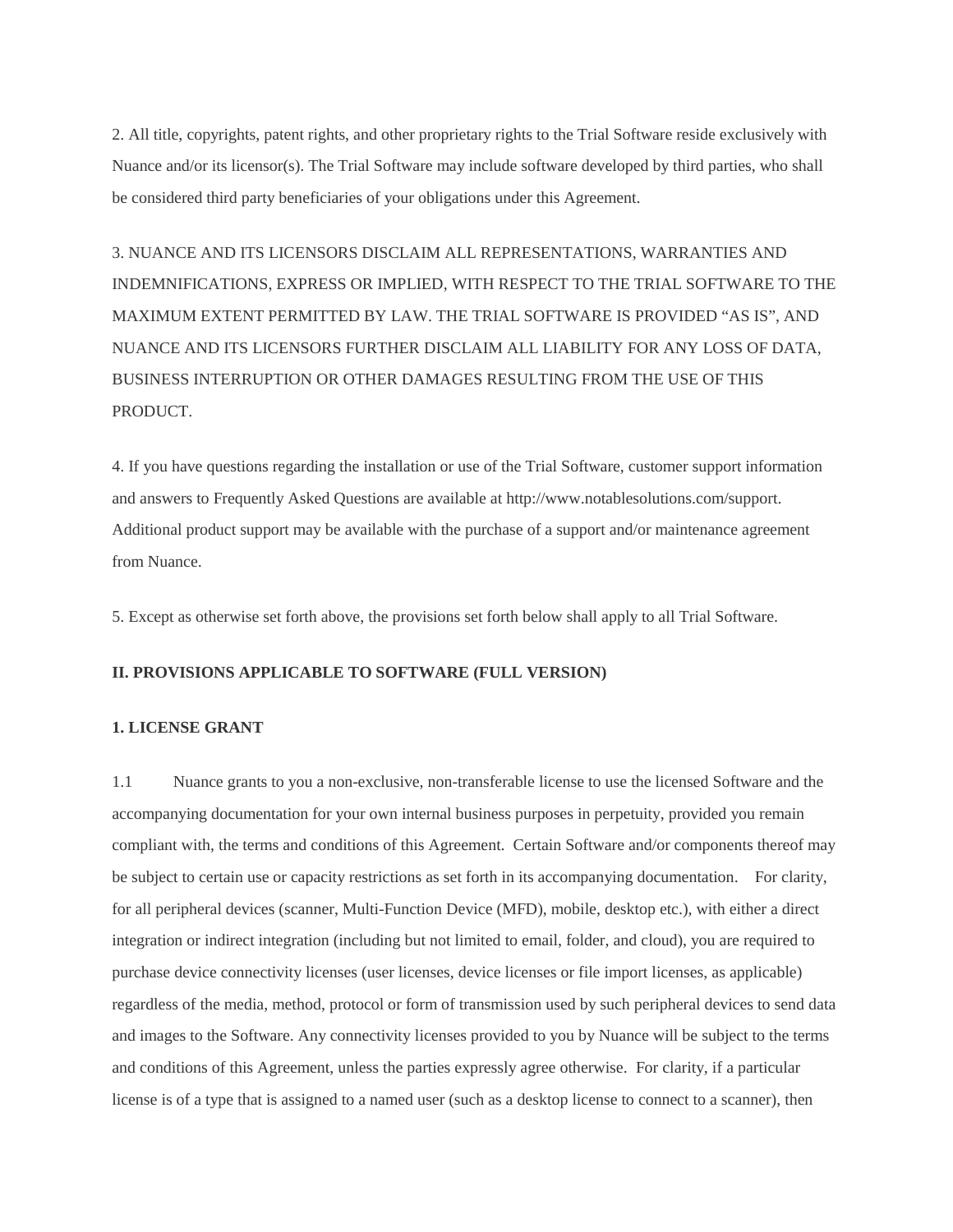2. All title, copyrights, patent rights, and other proprietary rights to the Trial Software reside exclusively with Nuance and/or its licensor(s). The Trial Software may include software developed by third parties, who shall be considered third party beneficiaries of your obligations under this Agreement.

3. NUANCE AND ITS LICENSORS DISCLAIM ALL REPRESENTATIONS, WARRANTIES AND INDEMNIFICATIONS, EXPRESS OR IMPLIED, WITH RESPECT TO THE TRIAL SOFTWARE TO THE MAXIMUM EXTENT PERMITTED BY LAW. THE TRIAL SOFTWARE IS PROVIDED "AS IS", AND NUANCE AND ITS LICENSORS FURTHER DISCLAIM ALL LIABILITY FOR ANY LOSS OF DATA, BUSINESS INTERRUPTION OR OTHER DAMAGES RESULTING FROM THE USE OF THIS PRODUCT.

4. If you have questions regarding the installation or use of the Trial Software, customer support information and answers to Frequently Asked Questions are available at http://www.notablesolutions.com/support. Additional product support may be available with the purchase of a support and/or maintenance agreement from Nuance.

5. Except as otherwise set forth above, the provisions set forth below shall apply to all Trial Software.

**II. PROVISIONS APPLICABLE TO SOFTWARE (FULL VERSION)**

**1. LICENSE GRANT**

1.1 Nuance grants to you a non-exclusive, non-transferable license to use the licensed Software and the accompanying documentation for your own internal business purposes in perpetuity, provided you remain compliant with, the terms and conditions of this Agreement. Certain Software and/or components thereof may be subject to certain use or capacity restrictions as set forth in its accompanying documentation. For clarity, for all peripheral devices (scanner, Multi-Function Device (MFD), mobile, desktop etc.), with either a direct integration or indirect integration (including but not limited to email, folder, and cloud), you are required to purchase device connectivity licenses (user licenses, device licenses or file import licenses, as applicable) regardless of the media, method, protocol or form of transmission used by such peripheral devices to send data and images to the Software. Any connectivity licenses provided to you by Nuance will be subject to the terms and conditions of this Agreement, unless the parties expressly agree otherwise. For clarity, if a particular license is of a type that is assigned to a named user (such as a desktop license to connect to a scanner), then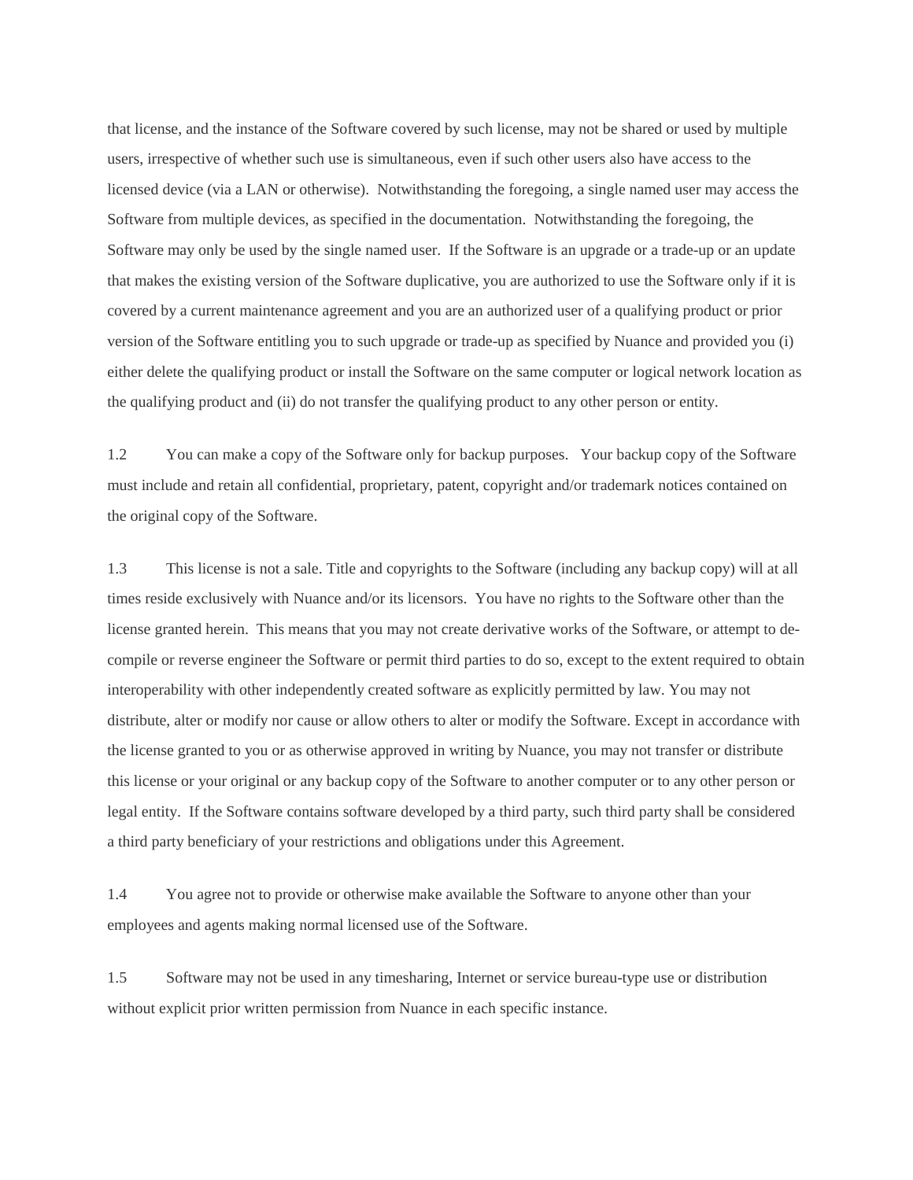that license, and the instance of the Software covered by such license, may not be shared or used by multiple users, irrespective of whether such use is simultaneous, even if such other users also have access to the licensed device (via a LAN or otherwise). Notwithstanding the foregoing, a single named user may access the Software from multiple devices, as specified in the documentation. Notwithstanding the foregoing, the Software may only be used by the single named user. If the Software is an upgrade or a trade-up or an update that makes the existing version of the Software duplicative, you are authorized to use the Software only if it is covered by a current maintenance agreement and you are an authorized user of a qualifying product or prior version of the Software entitling you to such upgrade or trade-up as specified by Nuance and provided you (i) either delete the qualifying product or install the Software on the same computer or logical network location as the qualifying product and (ii) do not transfer the qualifying product to any other person or entity.

1.2 You can make a copy of the Software only for backup purposes. Your backup copy of the Software must include and retain all confidential, proprietary, patent, copyright and/or trademark notices contained on the original copy of the Software.

1.3 This license is not a sale. Title and copyrights to the Software (including any backup copy) will at all times reside exclusively with Nuance and/or its licensors. You have no rights to the Software other than the license granted herein. This means that you may not create derivative works of the Software, or attempt to de-compile or reverse engineer the Software or permit third parties to do so, except to the extent required to obtain interoperability with other independently created software as explicitly permitted by law. You may not distribute, alter or modify nor cause or allow others to alter or modify the Software. Except in accordance with the license granted to you or as otherwise approved in writing by Nuance, you may not transfer or distribute this license or your original or any backup copy of the Software to another computer or to any other person or legal entity. If the Software contains software developed by a third party, such third party shall be considered a third party beneficiary of your restrictions and obligations under this Agreement.

1.4 You agree not to provide or otherwise make available the Software to anyone other than your employees and agents making normal licensed use of the Software.

1.5 Software may not be used in any timesharing, Internet or service bureau-type use or distribution without explicit prior written permission from Nuance in each specific instance.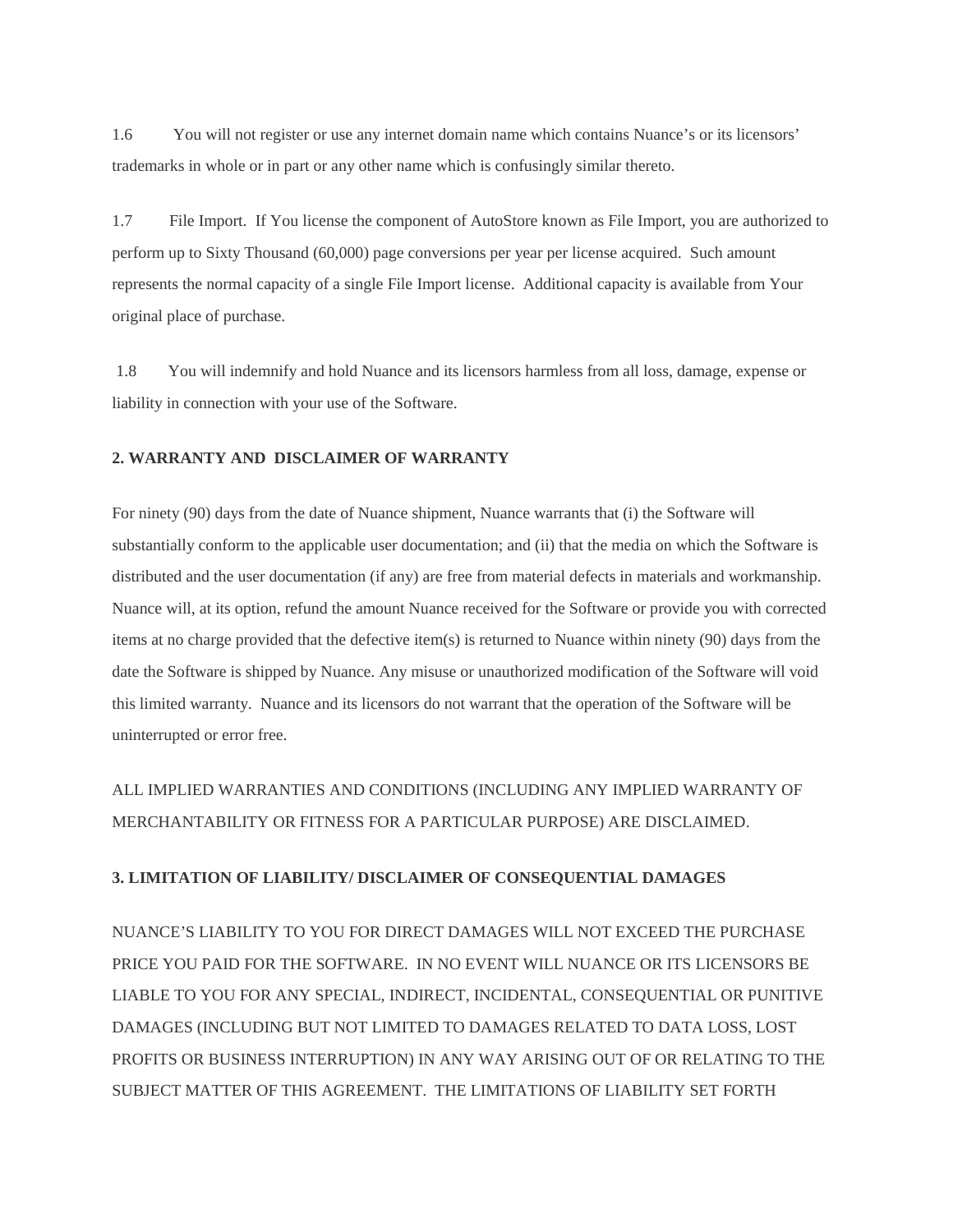1.6 You will not register or use any internet domain name which contains Nuance's or its licensors' trademarks in whole or in part or any other name which is confusingly similar thereto.

1.7 File Import. If You license the component of AutoStore known as File Import, you are authorized to perform up to Sixty Thousand (60,000) page conversions per year per license acquired. Such amount represents the normal capacity of a single File Import license. Additional capacity is available from Your original place of purchase.

1.8 You will indemnify and hold Nuance and its licensors harmless from all loss, damage, expense or liability in connection with your use of the Software.

**2. WARRANTY AND DISCLAIMER OF WARRANTY**

For ninety (90) days from the date of Nuance shipment, Nuance warrants that (i) the Software will substantially conform to the applicable user documentation; and (ii) that the media on which the Software is distributed and the user documentation (if any) are free from material defects in materials and workmanship. Nuance will, at its option, refund the amount Nuance received for the Software or provide you with corrected items at no charge provided that the defective item(s) is returned to Nuance within ninety (90) days from the date the Software is shipped by Nuance. Any misuse or unauthorized modification of the Software will void this limited warranty. Nuance and its licensors do not warrant that the operation of the Software will be uninterrupted or error free.

ALL IMPLIED WARRANTIES AND CONDITIONS (INCLUDING ANY IMPLIED WARRANTY OF MERCHANTABILITY OR FITNESS FOR A PARTICULAR PURPOSE) ARE DISCLAIMED.

**3. LIMITATION OF LIABILITY/ DISCLAIMER OF CONSEQUENTIAL DAMAGES**

NUANCE'S LIABILITY TO YOU FOR DIRECT DAMAGES WILL NOT EXCEED THE PURCHASE PRICE YOU PAID FOR THE SOFTWARE. IN NO EVENT WILL NUANCE OR ITS LICENSORS BE LIABLE TO YOU FOR ANY SPECIAL, INDIRECT, INCIDENTAL, CONSEQUENTIAL OR PUNITIVE DAMAGES (INCLUDING BUT NOT LIMITED TO DAMAGES RELATED TO DATA LOSS, LOST PROFITS OR BUSINESS INTERRUPTION) IN ANY WAY ARISING OUT OF OR RELATING TO THE SUBJECT MATTER OF THIS AGREEMENT. THE LIMITATIONS OF LIABILITY SET FORTH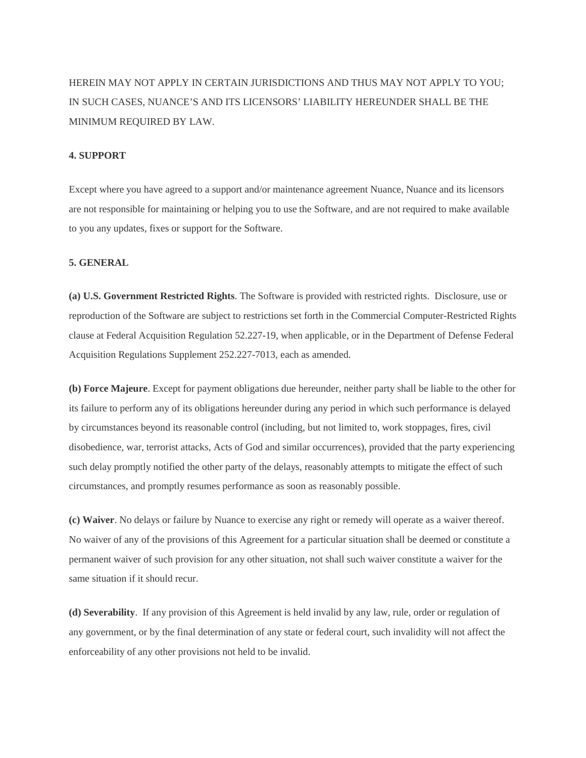HEREIN MAY NOT APPLY IN CERTAIN JURISDICTIONS AND THUS MAY NOT APPLY TO YOU; IN SUCH CASES, NUANCE'S AND ITS LICENSORS' LIABILITY HEREUNDER SHALL BE THE MINIMUM REQUIRED BY LAW.

**4. SUPPORT**

Except where you have agreed to a support and/or maintenance agreement Nuance, Nuance and its licensors are not responsible for maintaining or helping you to use the Software, and are not required to make available to you any updates, fixes or support for the Software.

**5. GENERAL**

**(a) U.S. Government Restricted Rights**. The Software is provided with restricted rights. Disclosure, use or reproduction of the Software are subject to restrictions set forth in the Commercial Computer-Restricted Rights clause at Federal Acquisition Regulation 52.227-19, when applicable, or in the Department of Defense Federal Acquisition Regulations Supplement 252.227-7013, each as amended.

**(b) Force Majeure**. Except for payment obligations due hereunder, neither party shall be liable to the other for its failure to perform any of its obligations hereunder during any period in which such performance is delayed by circumstances beyond its reasonable control (including, but not limited to, work stoppages, fires, civil disobedience, war, terrorist attacks, Acts of God and similar occurrences), provided that the party experiencing such delay promptly notified the other party of the delays, reasonably attempts to mitigate the effect of such circumstances, and promptly resumes performance as soon as reasonably possible.

**(c) Waiver**. No delays or failure by Nuance to exercise any right or remedy will operate as a waiver thereof. No waiver of any of the provisions of this Agreement for a particular situation shall be deemed or constitute a permanent waiver of such provision for any other situation, not shall such waiver constitute a waiver for the same situation if it should recur.

**(d) Severability**. If any provision of this Agreement is held invalid by any law, rule, order or regulation of any government, or by the final determination of any state or federal court, such invalidity will not affect the enforceability of any other provisions not held to be invalid.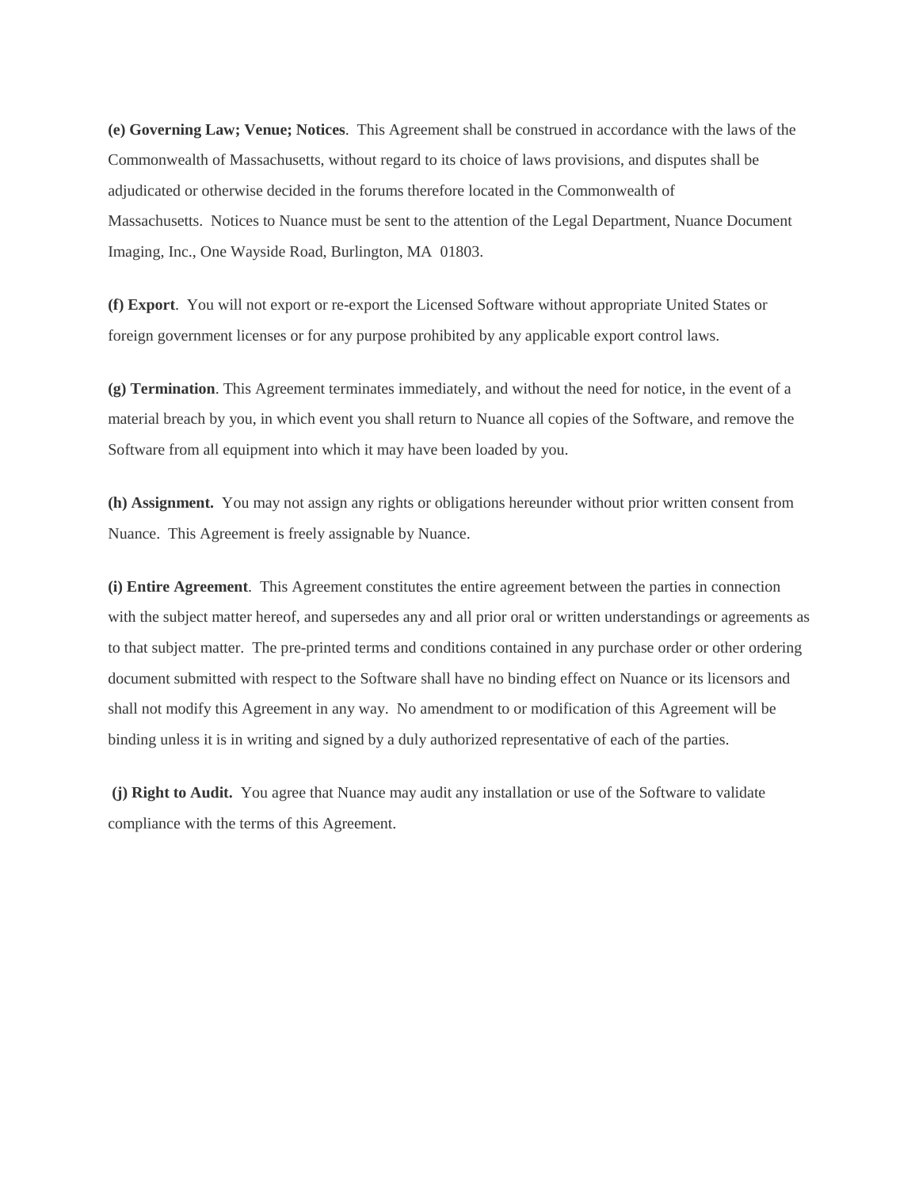**(e) Governing Law; Venue; Notices**. This Agreement shall be construed in accordance with the laws of the Commonwealth of Massachusetts, without regard to its choice of laws provisions, and disputes shall be adjudicated or otherwise decided in the forums therefore located in the Commonwealth of Massachusetts. Notices to Nuance must be sent to the attention of the Legal Department, Nuance Document Imaging, Inc., One Wayside Road, Burlington, MA 01803.

**(f) Export**. You will not export or re-export the Licensed Software without appropriate United States or foreign government licenses or for any purpose prohibited by any applicable export control laws.

**(g) Termination**. This Agreement terminates immediately, and without the need for notice, in the event of a material breach by you, in which event you shall return to Nuance all copies of the Software, and remove the Software from all equipment into which it may have been loaded by you.

**(h) Assignment.** You may not assign any rights or obligations hereunder without prior written consent from Nuance. This Agreement is freely assignable by Nuance.

**(i) Entire Agreement**. This Agreement constitutes the entire agreement between the parties in connection with the subject matter hereof, and supersedes any and all prior oral or written understandings or agreements as to that subject matter. The pre-printed terms and conditions contained in any purchase order or other ordering document submitted with respect to the Software shall have no binding effect on Nuance or its licensors and shall not modify this Agreement in any way. No amendment to or modification of this Agreement will be binding unless it is in writing and signed by a duly authorized representative of each of the parties.

**(j) Right to Audit.** You agree that Nuance may audit any installation or use of the Software to validate compliance with the terms of this Agreement.